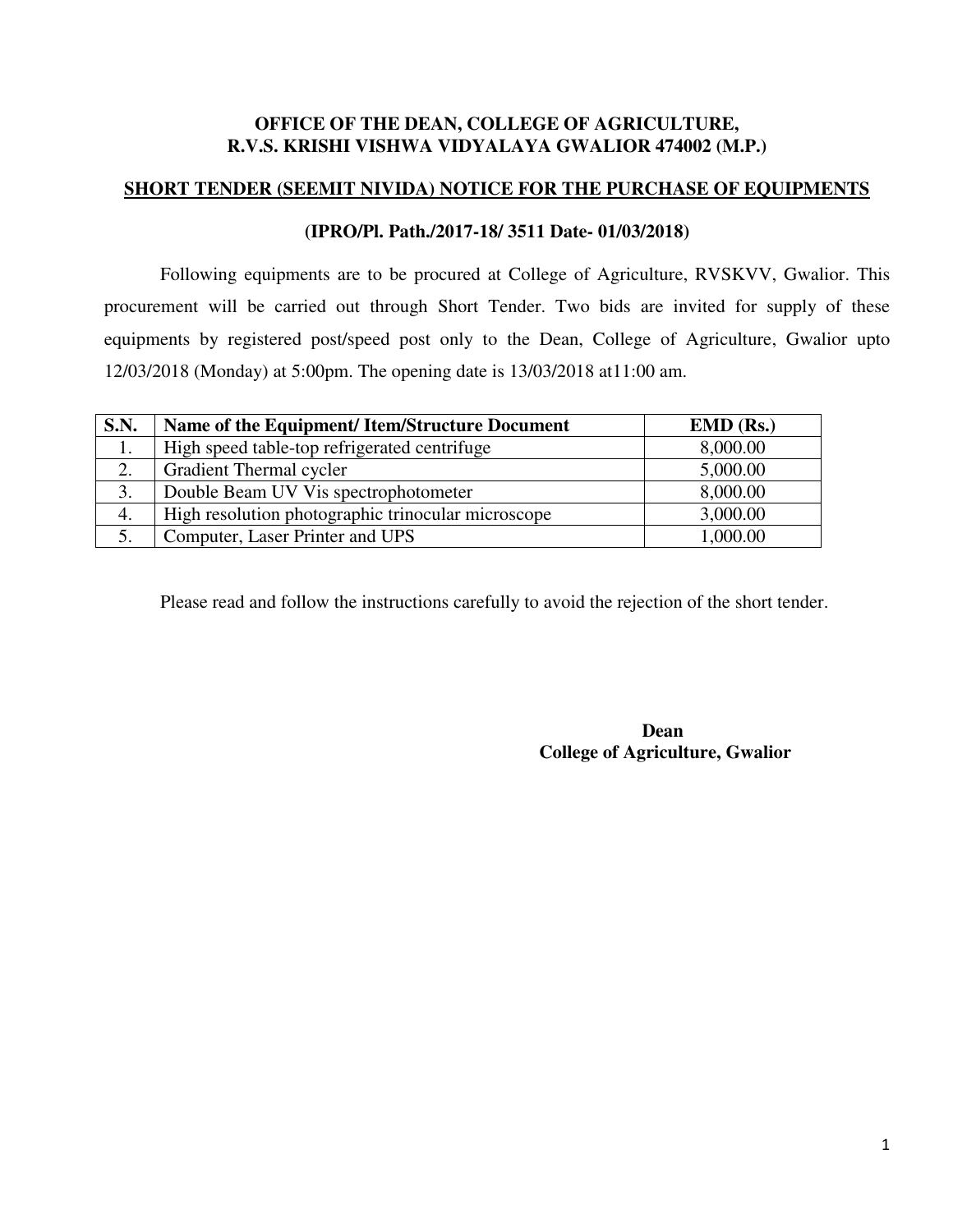**OFFICE OF THE DEAN, COLLEGE OF AGRICULTURE,**
**R.V.S. KRISHI VISHWA VIDYALAYA GWALIOR 474002 (M.P.)**

**SHORT TENDER (SEEMIT NIVIDA) NOTICE FOR THE PURCHASE OF EQUIPMENTS**

**(IPRO/Pl. Path./2017-18/ 3511 Date- 01/03/2018)**

Following equipments are to be procured at College of Agriculture, RVSKVV, Gwalior. This procurement will be carried out through Short Tender. Two bids are invited for supply of these equipments by registered post/speed post only to the Dean, College of Agriculture, Gwalior upto 12/03/2018 (Monday) at 5:00pm. The opening date is 13/03/2018 at11:00 am.

| S.N. | Name of the Equipment/ Item/Structure Document | EMD (Rs.) |
|---|---|---|
| 1. | High speed table-top refrigerated centrifuge | 8,000.00 |
| 2. | Gradient Thermal cycler | 5,000.00 |
| 3. | Double Beam UV Vis spectrophotometer | 8,000.00 |
| 4. | High resolution photographic trinocular microscope | 3,000.00 |
| 5. | Computer, Laser Printer and UPS | 1,000.00 |

Please read and follow the instructions carefully to avoid the rejection of the short tender.

**Dean**
**College of Agriculture, Gwalior**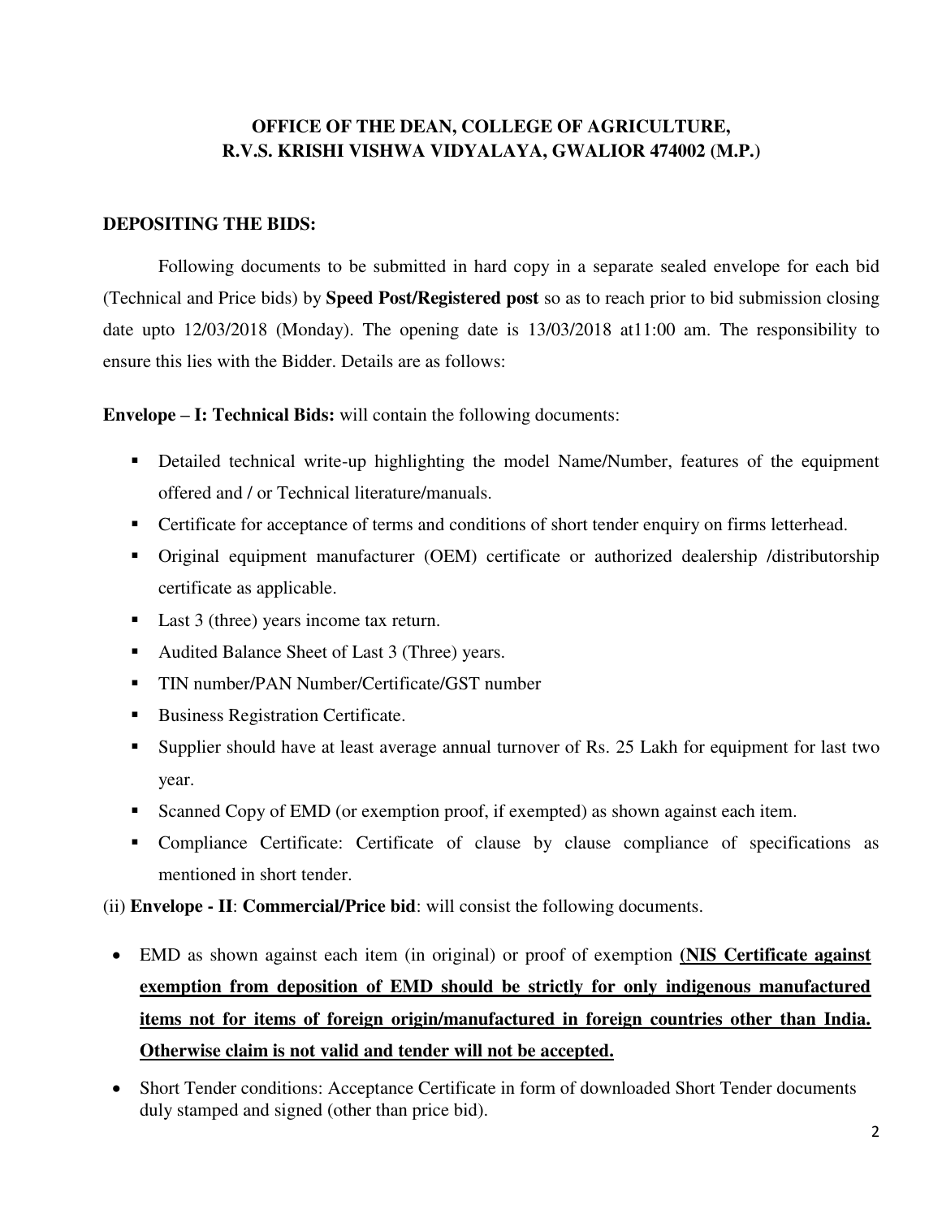**OFFICE OF THE DEAN, COLLEGE OF AGRICULTURE,**
**R.V.S. KRISHI VISHWA VIDYALAYA, GWALIOR 474002 (M.P.)**

**DEPOSITING THE BIDS:**

Following documents to be submitted in hard copy in a separate sealed envelope for each bid (Technical and Price bids) by **Speed Post/Registered post** so as to reach prior to bid submission closing date upto 12/03/2018 (Monday). The opening date is 13/03/2018 at11:00 am. The responsibility to ensure this lies with the Bidder. Details are as follows:

**Envelope – I: Technical Bids:** will contain the following documents:

- Detailed technical write-up highlighting the model Name/Number, features of the equipment offered and / or Technical literature/manuals.
- Certificate for acceptance of terms and conditions of short tender enquiry on firms letterhead.
- Original equipment manufacturer (OEM) certificate or authorized dealership /distributorship certificate as applicable.
- Last 3 (three) years income tax return.
- Audited Balance Sheet of Last 3 (Three) years.
- TIN number/PAN Number/Certificate/GST number
- Business Registration Certificate.
- Supplier should have at least average annual turnover of Rs. 25 Lakh for equipment for last two year.
- Scanned Copy of EMD (or exemption proof, if exempted) as shown against each item.
- Compliance Certificate: Certificate of clause by clause compliance of specifications as mentioned in short tender.

(ii) **Envelope - II**: **Commercial/Price bid**: will consist the following documents.

- EMD as shown against each item (in original) or proof of exemption **(NIS Certificate against exemption from deposition of EMD should be strictly for only indigenous manufactured items not for items of foreign origin/manufactured in foreign countries other than India. Otherwise claim is not valid and tender will not be accepted.**
- Short Tender conditions: Acceptance Certificate in form of downloaded Short Tender documents duly stamped and signed (other than price bid).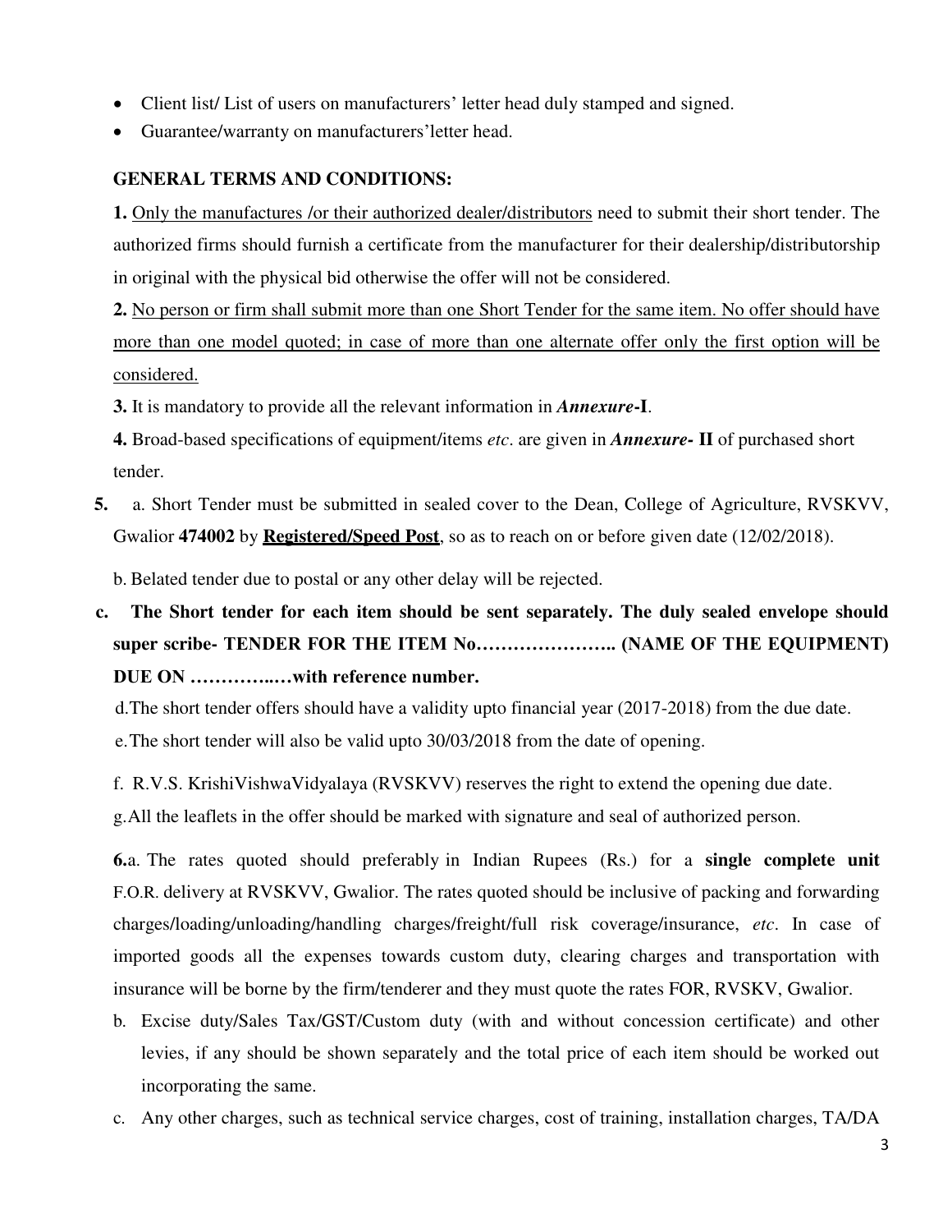- Client list/ List of users on manufacturers' letter head duly stamped and signed.
- Guarantee/warranty on manufacturers'letter head.

**GENERAL TERMS AND CONDITIONS:**

**1.** Only the manufactures /or their authorized dealer/distributors need to submit their short tender. The authorized firms should furnish a certificate from the manufacturer for their dealership/distributorship in original with the physical bid otherwise the offer will not be considered.

**2.** No person or firm shall submit more than one Short Tender for the same item. No offer should have more than one model quoted; in case of more than one alternate offer only the first option will be considered.

**3.** It is mandatory to provide all the relevant information in ***Annexure*-I**.

**4.** Broad-based specifications of equipment/items *etc*. are given in ***Annexure*- II** of purchased short tender.

**5.** a. Short Tender must be submitted in sealed cover to the Dean, College of Agriculture, RVSKVV, Gwalior **474002** by **Registered/Speed Post**, so as to reach on or before given date (12/02/2018).

b. Belated tender due to postal or any other delay will be rejected.

**c. The Short tender for each item should be sent separately. The duly sealed envelope should super scribe- TENDER FOR THE ITEM No………………….. (NAME OF THE EQUIPMENT) DUE ON …………..…with reference number.**

d. The short tender offers should have a validity upto financial year (2017-2018) from the due date.

e. The short tender will also be valid upto 30/03/2018 from the date of opening.

f. R.V.S. KrishiVishwaVidyalaya (RVSKVV) reserves the right to extend the opening due date.

g. All the leaflets in the offer should be marked with signature and seal of authorized person.

**6.** a. The rates quoted should preferably in Indian Rupees (Rs.) for a **single complete unit** F.O.R. delivery at RVSKVV, Gwalior. The rates quoted should be inclusive of packing and forwarding charges/loading/unloading/handling charges/freight/full risk coverage/insurance, *etc*. In case of imported goods all the expenses towards custom duty, clearing charges and transportation with insurance will be borne by the firm/tenderer and they must quote the rates FOR, RVSKV, Gwalior.

b. Excise duty/Sales Tax/GST/Custom duty (with and without concession certificate) and other levies, if any should be shown separately and the total price of each item should be worked out incorporating the same.

c. Any other charges, such as technical service charges, cost of training, installation charges, TA/DA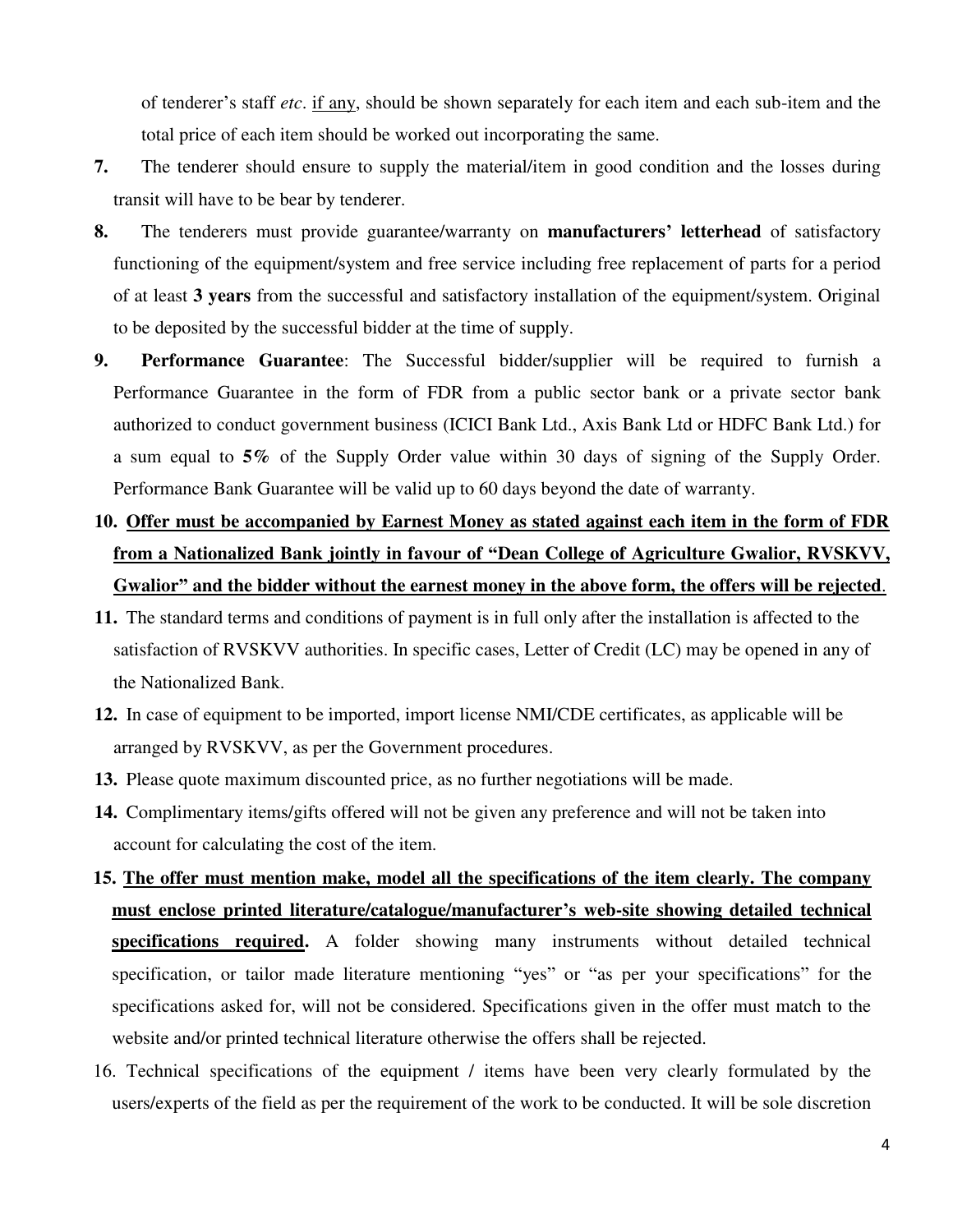of tenderer's staff *etc*. <u>if any</u>, should be shown separately for each item and each sub-item and the total price of each item should be worked out incorporating the same.

**7.** The tenderer should ensure to supply the material/item in good condition and the losses during transit will have to be bear by tenderer.

**8.** The tenderers must provide guarantee/warranty on **manufacturers' letterhead** of satisfactory functioning of the equipment/system and free service including free replacement of parts for a period of at least **3 years** from the successful and satisfactory installation of the equipment/system. Original to be deposited by the successful bidder at the time of supply.

**9.** **Performance Guarantee**: The Successful bidder/supplier will be required to furnish a Performance Guarantee in the form of FDR from a public sector bank or a private sector bank authorized to conduct government business (ICICI Bank Ltd., Axis Bank Ltd or HDFC Bank Ltd.) for a sum equal to **5%** of the Supply Order value within 30 days of signing of the Supply Order. Performance Bank Guarantee will be valid up to 60 days beyond the date of warranty.

**10.** **<u>Offer must be accompanied by Earnest Money as stated against each item in the form of FDR from a Nationalized Bank jointly in favour of "Dean College of Agriculture Gwalior, RVSKVV, Gwalior" and the bidder without the earnest money in the above form, the offers will be rejected</u>**.

**11.** The standard terms and conditions of payment is in full only after the installation is affected to the satisfaction of RVSKVV authorities. In specific cases, Letter of Credit (LC) may be opened in any of the Nationalized Bank.

**12.** In case of equipment to be imported, import license NMI/CDE certificates, as applicable will be arranged by RVSKVV, as per the Government procedures.

**13.** Please quote maximum discounted price, as no further negotiations will be made.

**14.** Complimentary items/gifts offered will not be given any preference and will not be taken into account for calculating the cost of the item.

**15.** **<u>The offer must mention make, model all the specifications of the item clearly. The company must enclose printed literature/catalogue/manufacturer's web-site showing detailed technical specifications required</u>.** A folder showing many instruments without detailed technical specification, or tailor made literature mentioning "yes" or "as per your specifications" for the specifications asked for, will not be considered. Specifications given in the offer must match to the website and/or printed technical literature otherwise the offers shall be rejected.

16. Technical specifications of the equipment / items have been very clearly formulated by the users/experts of the field as per the requirement of the work to be conducted. It will be sole discretion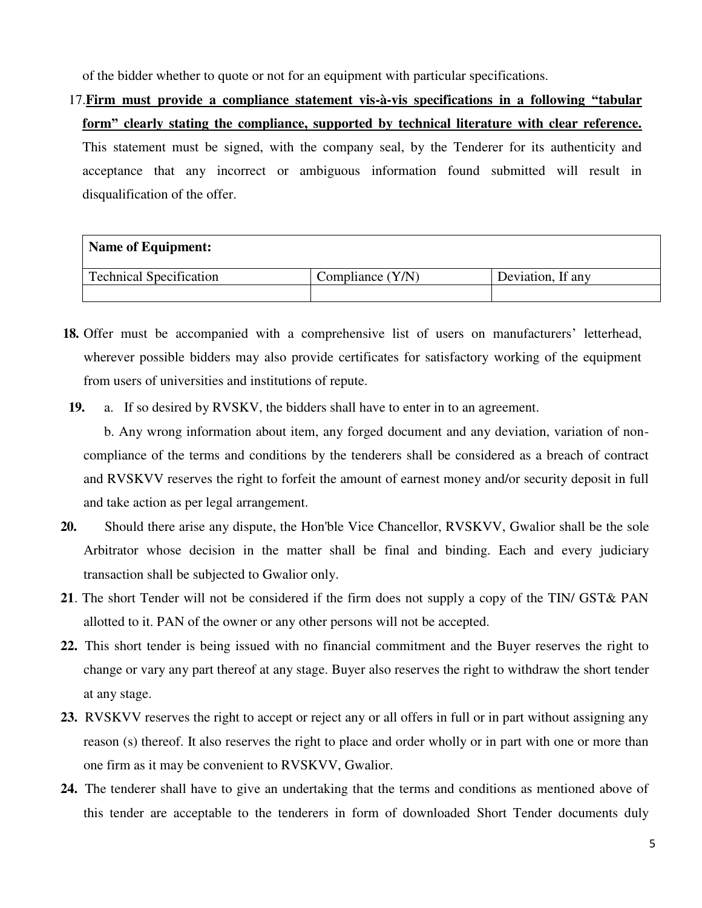of the bidder whether to quote or not for an equipment with particular specifications.

17. **Firm must provide a compliance statement vis-à-vis specifications in a following "tabular form" clearly stating the compliance, supported by technical literature with clear reference.** This statement must be signed, with the company seal, by the Tenderer for its authenticity and acceptance that any incorrect or ambiguous information found submitted will result in disqualification of the offer.

| **Name of Equipment:** | | |
|---|---|---|
| Technical Specification | Compliance (Y/N) | Deviation, If any |
| | | |

**18.** Offer must be accompanied with a comprehensive list of users on manufacturers' letterhead, wherever possible bidders may also provide certificates for satisfactory working of the equipment from users of universities and institutions of repute.

**19.** a. If so desired by RVSKV, the bidders shall have to enter in to an agreement.

b. Any wrong information about item, any forged document and any deviation, variation of non-compliance of the terms and conditions by the tenderers shall be considered as a breach of contract and RVSKVV reserves the right to forfeit the amount of earnest money and/or security deposit in full and take action as per legal arrangement.

**20.** Should there arise any dispute, the Hon'ble Vice Chancellor, RVSKVV, Gwalior shall be the sole Arbitrator whose decision in the matter shall be final and binding. Each and every judiciary transaction shall be subjected to Gwalior only.

**21**. The short Tender will not be considered if the firm does not supply a copy of the TIN/ GST& PAN allotted to it. PAN of the owner or any other persons will not be accepted.

**22.** This short tender is being issued with no financial commitment and the Buyer reserves the right to change or vary any part thereof at any stage. Buyer also reserves the right to withdraw the short tender at any stage.

**23.** RVSKVV reserves the right to accept or reject any or all offers in full or in part without assigning any reason (s) thereof. It also reserves the right to place and order wholly or in part with one or more than one firm as it may be convenient to RVSKVV, Gwalior.

**24.** The tenderer shall have to give an undertaking that the terms and conditions as mentioned above of this tender are acceptable to the tenderers in form of downloaded Short Tender documents duly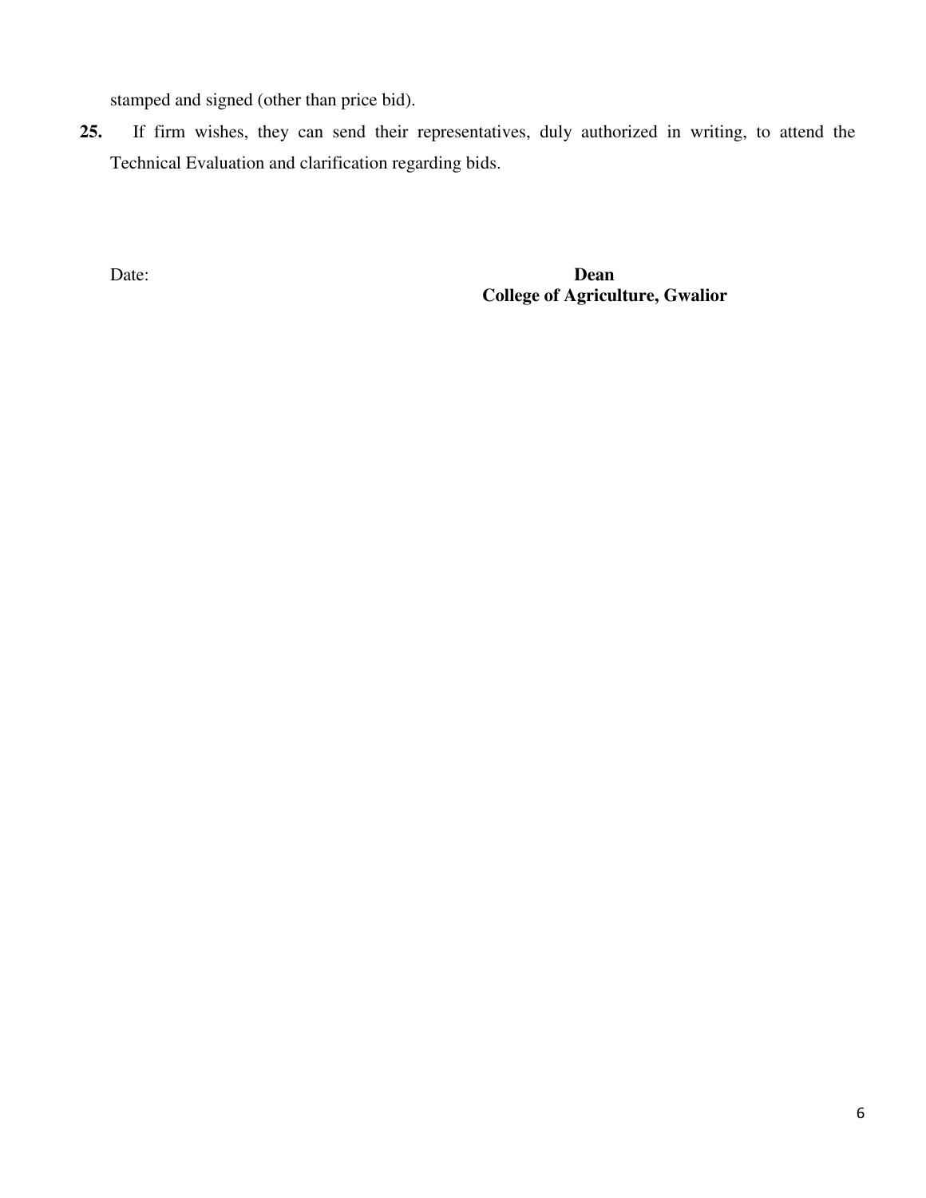stamped and signed (other than price bid).

**25.** If firm wishes, they can send their representatives, duly authorized in writing, to attend the Technical Evaluation and clarification regarding bids.

Date:

**Dean**
**College of Agriculture, Gwalior**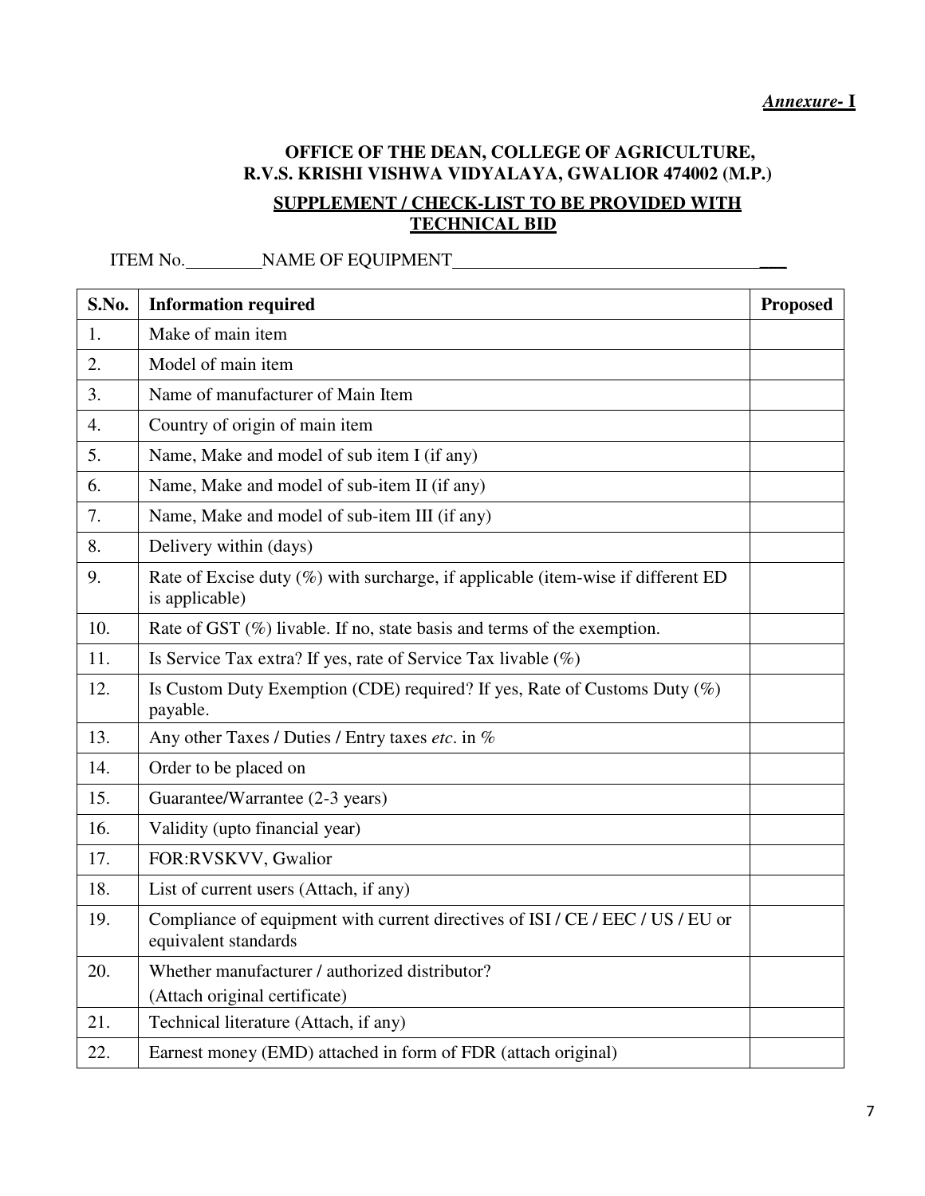***Annexure- I***

**OFFICE OF THE DEAN, COLLEGE OF AGRICULTURE,**
**R.V.S. KRISHI VISHWA VIDYALAYA, GWALIOR 474002 (M.P.)**

**SUPPLEMENT / CHECK-LIST TO BE PROVIDED WITH TECHNICAL BID**

ITEM No.________NAME OF EQUIPMENT____________________________________

| S.No. | Information required | Proposed |
|---|---|---|
| 1. | Make of main item | |
| 2. | Model of main item | |
| 3. | Name of manufacturer of Main Item | |
| 4. | Country of origin of main item | |
| 5. | Name, Make and model of sub item I (if any) | |
| 6. | Name, Make and model of sub-item II (if any) | |
| 7. | Name, Make and model of sub-item III (if any) | |
| 8. | Delivery within (days) | |
| 9. | Rate of Excise duty (%) with surcharge, if applicable (item-wise if different ED is applicable) | |
| 10. | Rate of GST (%) livable. If no, state basis and terms of the exemption. | |
| 11. | Is Service Tax extra? If yes, rate of Service Tax livable (%) | |
| 12. | Is Custom Duty Exemption (CDE) required? If yes, Rate of Customs Duty (%) payable. | |
| 13. | Any other Taxes / Duties / Entry taxes *etc*. in % | |
| 14. | Order to be placed on | |
| 15. | Guarantee/Warrantee (2-3 years) | |
| 16. | Validity (upto financial year) | |
| 17. | FOR:RVSKVV, Gwalior | |
| 18. | List of current users (Attach, if any) | |
| 19. | Compliance of equipment with current directives of ISI / CE / EEC / US / EU or equivalent standards | |
| 20. | Whether manufacturer / authorized distributor? (Attach original certificate) | |
| 21. | Technical literature (Attach, if any) | |
| 22. | Earnest money (EMD) attached in form of FDR (attach original) | |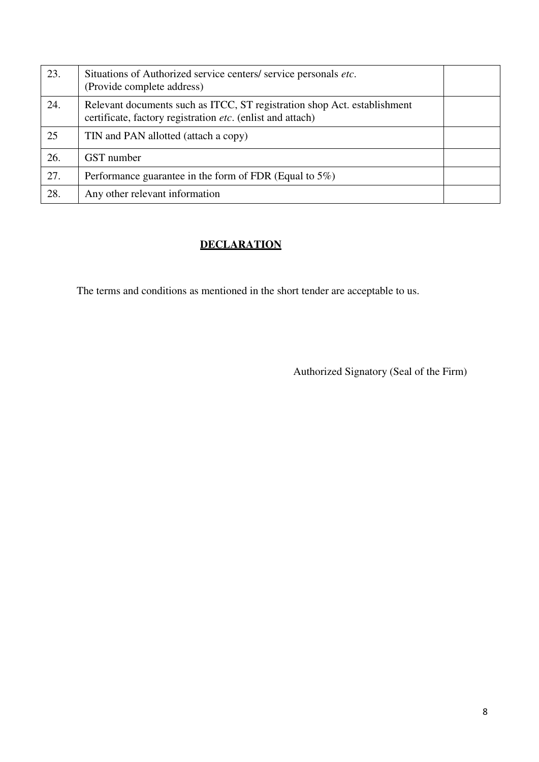| 23. | Situations of Authorized service centers/ service personals *etc*.<br>(Provide complete address) | |
|---|---|---|
| 24. | Relevant documents such as ITCC, ST registration shop Act. establishment certificate, factory registration *etc*. (enlist and attach) | |
| 25 | TIN and PAN allotted (attach a copy) | |
| 26. | GST number | |
| 27. | Performance guarantee in the form of FDR (Equal to 5%) | |
| 28. | Any other relevant information | |

## **DECLARATION**

The terms and conditions as mentioned in the short tender are acceptable to us.

Authorized Signatory (Seal of the Firm)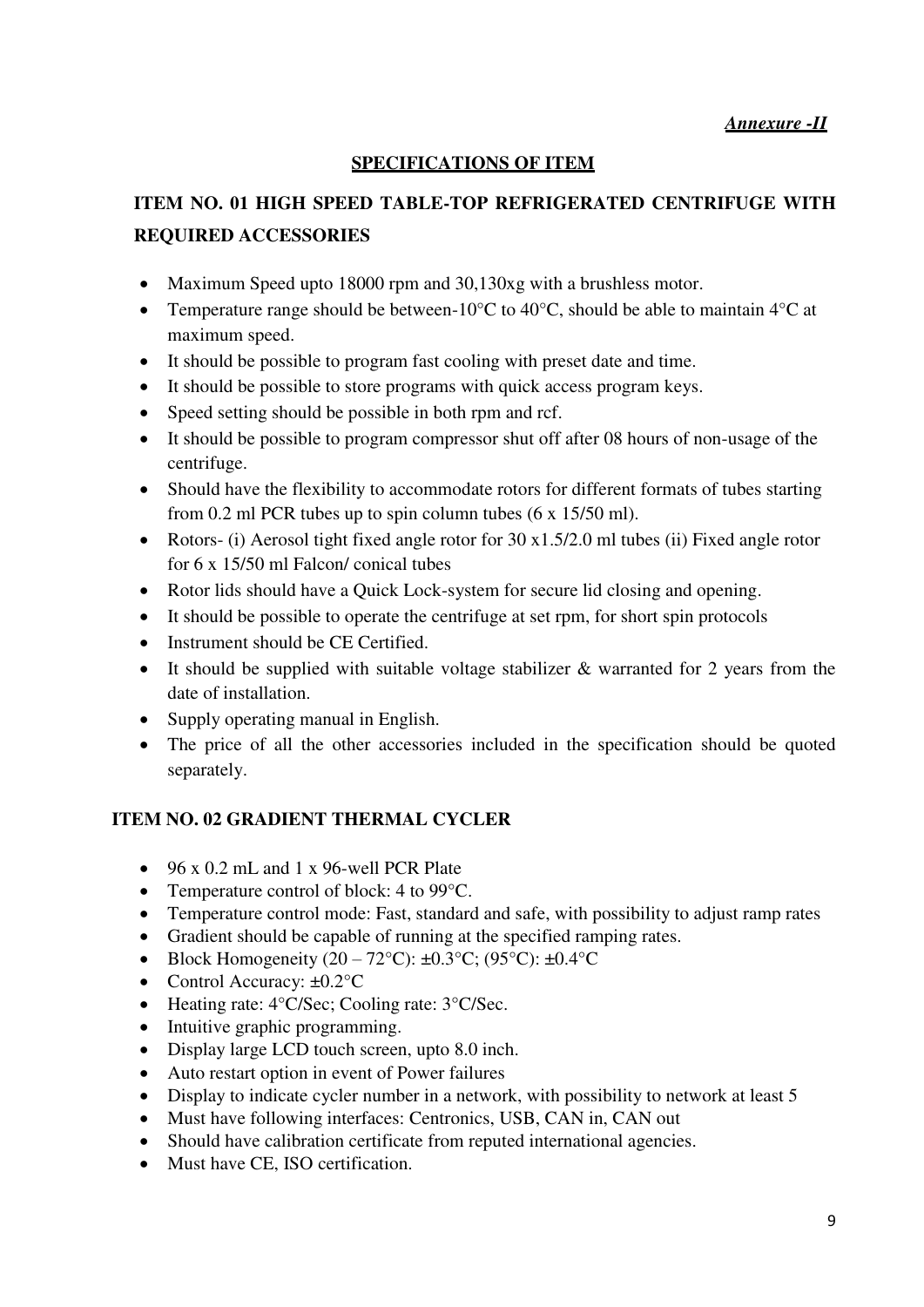*<u>Annexure -II</u>*

## SPECIFICATIONS OF ITEM

### ITEM NO. 01 HIGH SPEED TABLE-TOP REFRIGERATED CENTRIFUGE WITH REQUIRED ACCESSORIES

- Maximum Speed upto 18000 rpm and 30,130xg with a brushless motor.
- Temperature range should be between-10°C to 40°C, should be able to maintain 4°C at maximum speed.
- It should be possible to program fast cooling with preset date and time.
- It should be possible to store programs with quick access program keys.
- Speed setting should be possible in both rpm and rcf.
- It should be possible to program compressor shut off after 08 hours of non-usage of the centrifuge.
- Should have the flexibility to accommodate rotors for different formats of tubes starting from 0.2 ml PCR tubes up to spin column tubes (6 x 15/50 ml).
- Rotors- (i) Aerosol tight fixed angle rotor for 30 x1.5/2.0 ml tubes (ii) Fixed angle rotor for 6 x 15/50 ml Falcon/ conical tubes
- Rotor lids should have a Quick Lock-system for secure lid closing and opening.
- It should be possible to operate the centrifuge at set rpm, for short spin protocols
- Instrument should be CE Certified.
- It should be supplied with suitable voltage stabilizer & warranted for 2 years from the date of installation.
- Supply operating manual in English.
- The price of all the other accessories included in the specification should be quoted separately.

### ITEM NO. 02 GRADIENT THERMAL CYCLER

- 96 x 0.2 mL and 1 x 96-well PCR Plate
- Temperature control of block: 4 to 99°C.
- Temperature control mode: Fast, standard and safe, with possibility to adjust ramp rates
- Gradient should be capable of running at the specified ramping rates.
- Block Homogeneity (20 – 72°C): ±0.3°C; (95°C): ±0.4°C
- Control Accuracy: ±0.2°C
- Heating rate: 4°C/Sec; Cooling rate: 3°C/Sec.
- Intuitive graphic programming.
- Display large LCD touch screen, upto 8.0 inch.
- Auto restart option in event of Power failures
- Display to indicate cycler number in a network, with possibility to network at least 5
- Must have following interfaces: Centronics, USB, CAN in, CAN out
- Should have calibration certificate from reputed international agencies.
- Must have CE, ISO certification.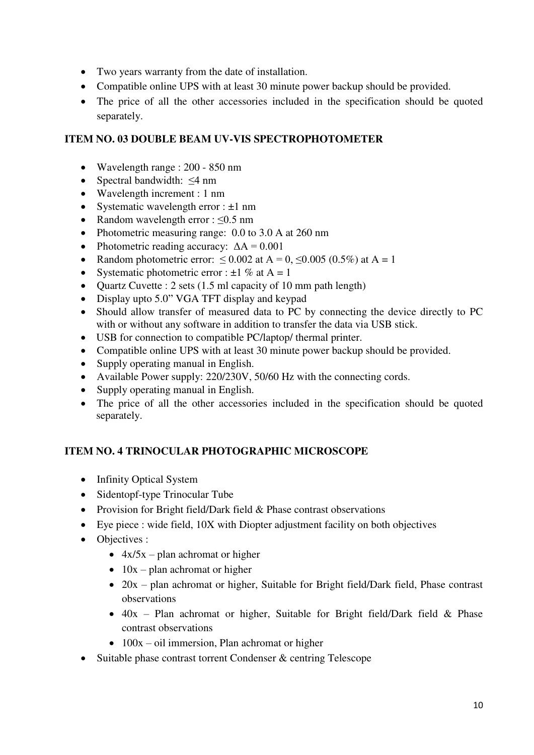- Two years warranty from the date of installation.
- Compatible online UPS with at least 30 minute power backup should be provided.
- The price of all the other accessories included in the specification should be quoted separately.

**ITEM NO. 03 DOUBLE BEAM UV-VIS SPECTROPHOTOMETER**

- Wavelength range : 200 - 850 nm
- Spectral bandwidth: $\leq$4 nm
- Wavelength increment : 1 nm
- Systematic wavelength error : ±1 nm
- Random wavelength error : $\leq$0.5 nm
- Photometric measuring range: 0.0 to 3.0 A at 260 nm
- Photometric reading accuracy: $\Delta A = 0.001$
- Random photometric error: $\leq 0.002$ at $A = 0$, $\leq 0.005$ (0.5%) at $A = 1$
- Systematic photometric error : ±1 % at $A = 1$
- Quartz Cuvette : 2 sets (1.5 ml capacity of 10 mm path length)
- Display upto 5.0” VGA TFT display and keypad
- Should allow transfer of measured data to PC by connecting the device directly to PC with or without any software in addition to transfer the data via USB stick.
- USB for connection to compatible PC/laptop/ thermal printer.
- Compatible online UPS with at least 30 minute power backup should be provided.
- Supply operating manual in English.
- Available Power supply: 220/230V, 50/60 Hz with the connecting cords.
- Supply operating manual in English.
- The price of all the other accessories included in the specification should be quoted separately.

**ITEM NO. 4 TRINOCULAR PHOTOGRAPHIC MICROSCOPE**

- Infinity Optical System
- Sidentopf-type Trinocular Tube
- Provision for Bright field/Dark field & Phase contrast observations
- Eye piece : wide field, 10X with Diopter adjustment facility on both objectives
- Objectives :
  - 4x/5x – plan achromat or higher
  - 10x – plan achromat or higher
  - 20x – plan achromat or higher, Suitable for Bright field/Dark field, Phase contrast observations
  - 40x – Plan achromat or higher, Suitable for Bright field/Dark field & Phase contrast observations
  - 100x – oil immersion, Plan achromat or higher
- Suitable phase contrast torrent Condenser & centring Telescope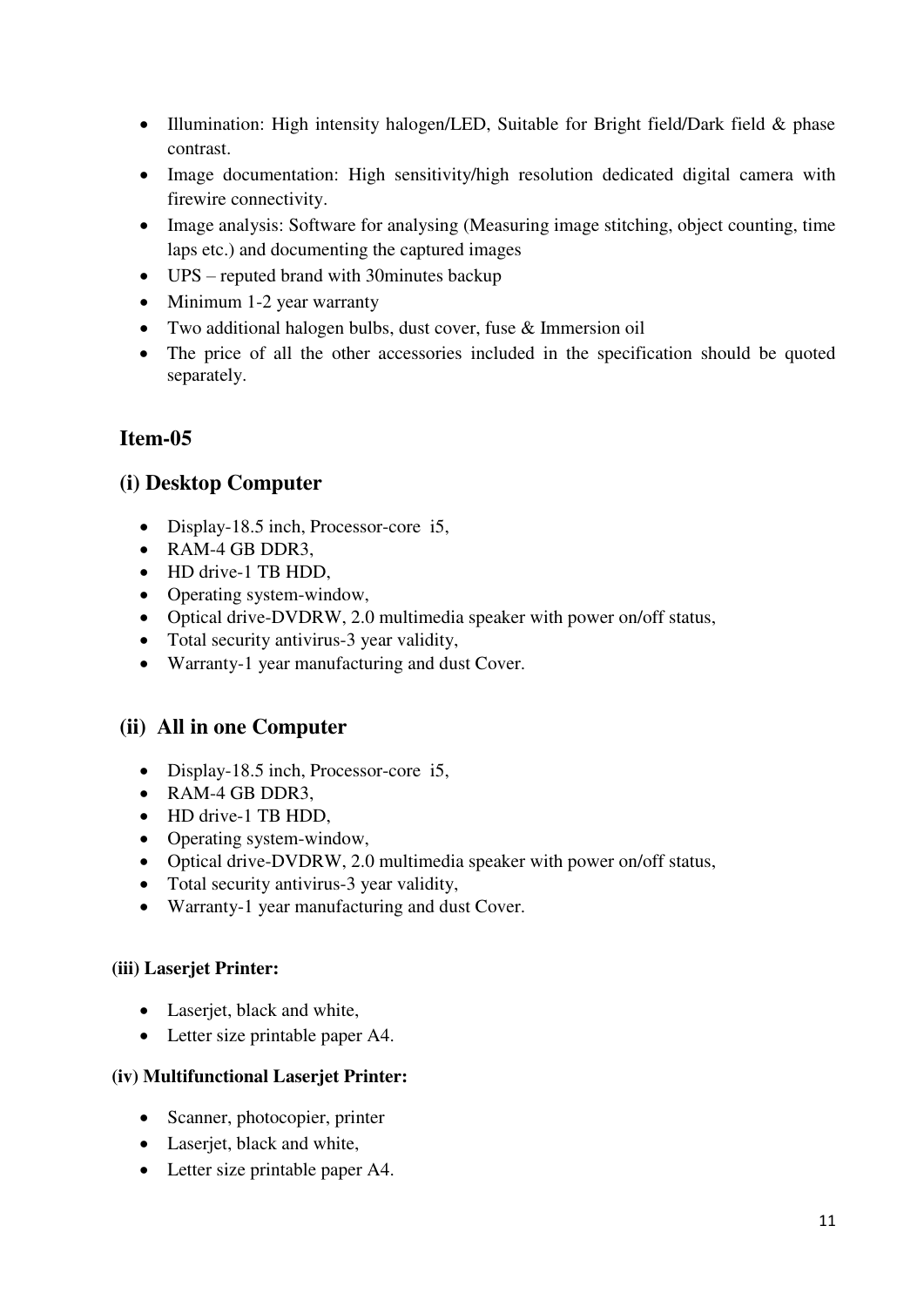- Illumination: High intensity halogen/LED, Suitable for Bright field/Dark field & phase contrast.
- Image documentation: High sensitivity/high resolution dedicated digital camera with firewire connectivity.
- Image analysis: Software for analysing (Measuring image stitching, object counting, time laps etc.) and documenting the captured images
- UPS – reputed brand with 30minutes backup
- Minimum 1-2 year warranty
- Two additional halogen bulbs, dust cover, fuse & Immersion oil
- The price of all the other accessories included in the specification should be quoted separately.

## Item-05

## (i) Desktop Computer

- Display-18.5 inch, Processor-core i5,
- RAM-4 GB DDR3,
- HD drive-1 TB HDD,
- Operating system-window,
- Optical drive-DVDRW, 2.0 multimedia speaker with power on/off status,
- Total security antivirus-3 year validity,
- Warranty-1 year manufacturing and dust Cover.

## (ii) All in one Computer

- Display-18.5 inch, Processor-core i5,
- RAM-4 GB DDR3,
- HD drive-1 TB HDD,
- Operating system-window,
- Optical drive-DVDRW, 2.0 multimedia speaker with power on/off status,
- Total security antivirus-3 year validity,
- Warranty-1 year manufacturing and dust Cover.

**(iii) Laserjet Printer:**

- Laserjet, black and white,
- Letter size printable paper A4.

**(iv) Multifunctional Laserjet Printer:**

- Scanner, photocopier, printer
- Laserjet, black and white,
- Letter size printable paper A4.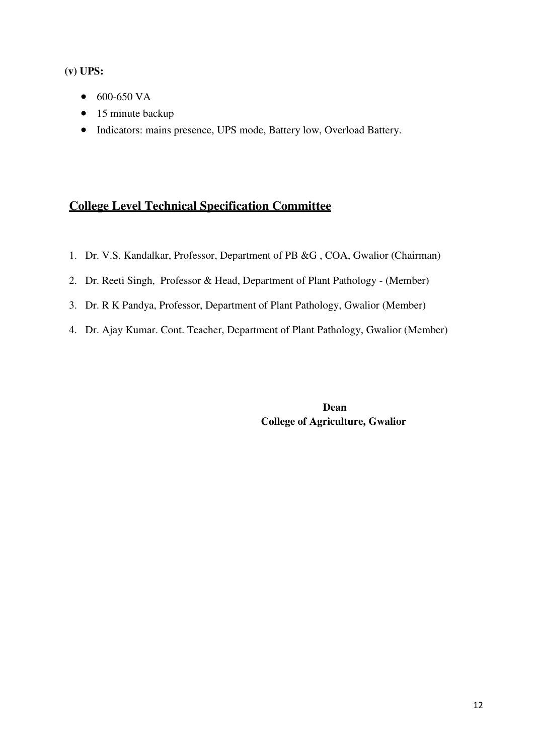**(v) UPS:**

- 600-650 VA
- 15 minute backup
- Indicators: mains presence, UPS mode, Battery low, Overload Battery.

## College Level Technical Specification Committee

1. Dr. V.S. Kandalkar, Professor, Department of PB &G , COA, Gwalior (Chairman)
2. Dr. Reeti Singh, Professor & Head, Department of Plant Pathology - (Member)
3. Dr. R K Pandya, Professor, Department of Plant Pathology, Gwalior (Member)
4. Dr. Ajay Kumar. Cont. Teacher, Department of Plant Pathology, Gwalior (Member)

**Dean**
**College of Agriculture, Gwalior**